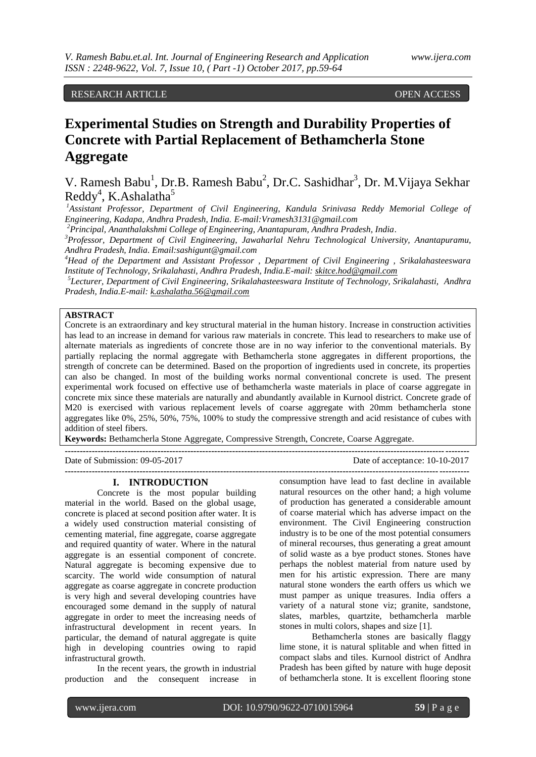RESEARCH ARTICLE OPEN ACCESS

# Experimental Studies on Strength and Durability Properties of Concrete with Partial Replacement of Bethamcherla Stone Aggregate

V. Ramesh Babu[1], Dr.B. Ramesh Babu[2], Dr.C. Sashidhar[3], Dr. M.Vijaya Sekhar Reddy[4], K.Ashalatha[5]

[1]*Assistant Professor, Department of Civil Engineering, Kandula Srinivasa Reddy Memorial College of Engineering, Kadapa, Andhra Pradesh, India. E-mail:Vramesh3131@gmail.com*

[2]*Principal, Ananthalakshmi College of Engineering, Anantapuram, Andhra Pradesh, India.*

[3]*Professor, Department of Civil Engineering, Jawaharlal Nehru Technological University, Anantapuramu, Andhra Pradesh, India. Email:sashigunt@gmail.com*

[4]*Head of the Department and Assistant Professor , Department of Civil Engineering , Srikalahasteeswara Institute of Technology, Srikalahasti, Andhra Pradesh, India.E-mail: skitce.hod@gmail.com*

[5]*Lecturer, Department of Civil Engineering, Srikalahasteeswara Institute of Technology, Srikalahasti, Andhra Pradesh, India.E-mail: k.ashalatha.56@gmail.com*

**ABSTRACT**

Concrete is an extraordinary and key structural material in the human history. Increase in construction activities has lead to an increase in demand for various raw materials in concrete. This lead to researchers to make use of alternate materials as ingredients of concrete those are in no way inferior to the conventional materials. By partially replacing the normal aggregate with Bethamcherla stone aggregates in different proportions, the strength of concrete can be determined. Based on the proportion of ingredients used in concrete, its properties can also be changed. In most of the building works normal conventional concrete is used. The present experimental work focused on effective use of bethamcherla waste materials in place of coarse aggregate in concrete mix since these materials are naturally and abundantly available in Kurnool district. Concrete grade of M20 is exercised with various replacement levels of coarse aggregate with 20mm bethamcherla stone aggregates like 0%, 25%, 50%, 75%, 100% to study the compressive strength and acid resistance of cubes with addition of steel fibers.

**Keywords:** Bethamcherla Stone Aggregate, Compressive Strength, Concrete, Coarse Aggregate.

Date of Submission: 09-05-2017 Date of acceptance: 10-10-2017

## I. INTRODUCTION

Concrete is the most popular building material in the world. Based on the global usage, concrete is placed at second position after water. It is a widely used construction material consisting of cementing material, fine aggregate, coarse aggregate and required quantity of water. Where in the natural aggregate is an essential component of concrete. Natural aggregate is becoming expensive due to scarcity. The world wide consumption of natural aggregate as coarse aggregate in concrete production is very high and several developing countries have encouraged some demand in the supply of natural aggregate in order to meet the increasing needs of infrastructural development in recent years. In particular, the demand of natural aggregate is quite high in developing countries owing to rapid infrastructural growth.

In the recent years, the growth in industrial production and the consequent increase in consumption have lead to fast decline in available natural resources on the other hand; a high volume of production has generated a considerable amount of coarse material which has adverse impact on the environment. The Civil Engineering construction industry is to be one of the most potential consumers of mineral recourses, thus generating a great amount of solid waste as a bye product stones. Stones have perhaps the noblest material from nature used by men for his artistic expression. There are many natural stone wonders the earth offers us which we must pamper as unique treasures. India offers a variety of a natural stone viz; granite, sandstone, slates, marbles, quartzite, bethamcherla marble stones in multi colors, shapes and size [1].

Bethamcherla stones are basically flaggy lime stone, it is natural splitable and when fitted in compact slabs and tiles. Kurnool district of Andhra Pradesh has been gifted by nature with huge deposit of bethamcherla stone. It is excellent flooring stone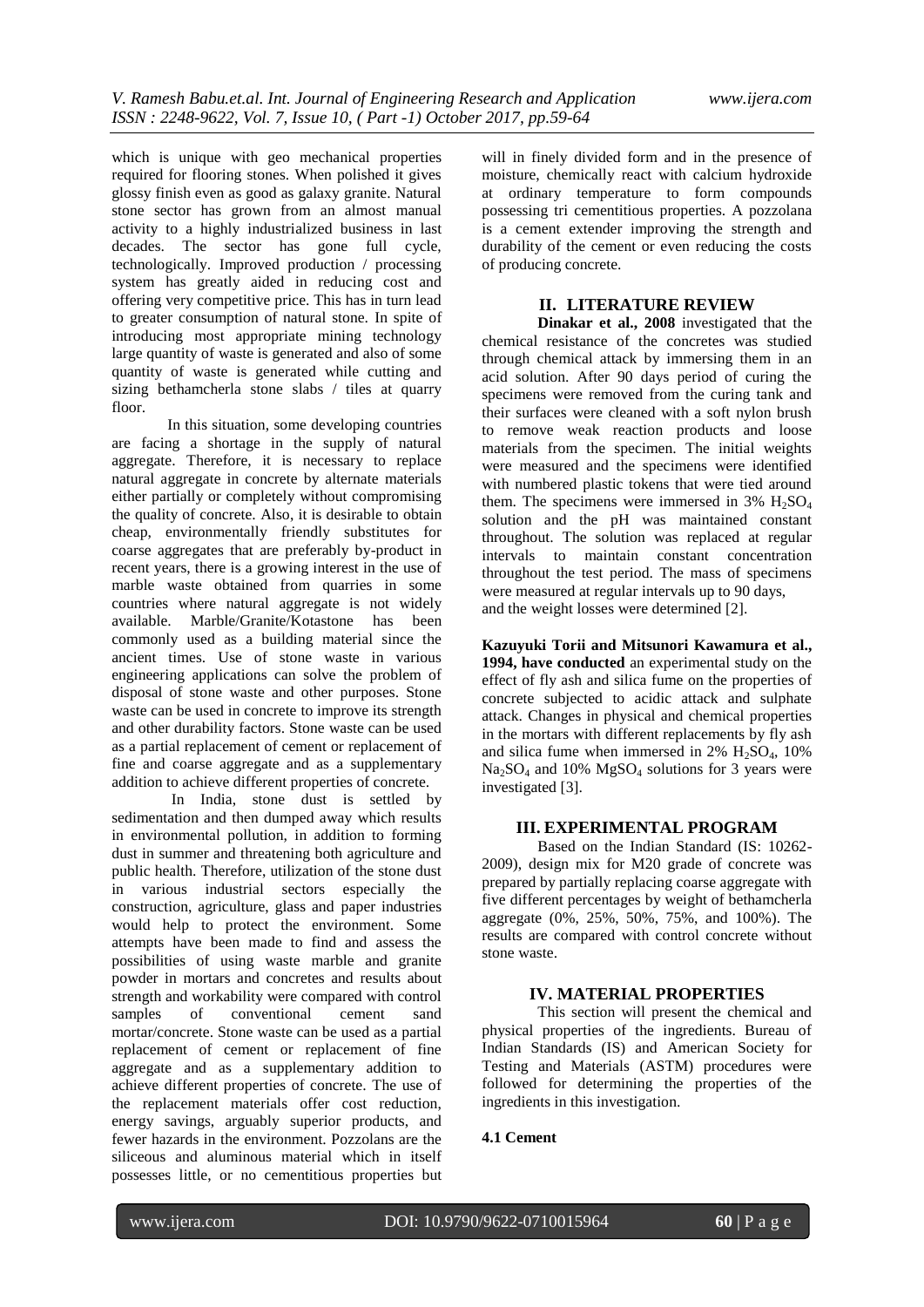which is unique with geo mechanical properties required for flooring stones. When polished it gives glossy finish even as good as galaxy granite. Natural stone sector has grown from an almost manual activity to a highly industrialized business in last decades. The sector has gone full cycle, technologically. Improved production / processing system has greatly aided in reducing cost and offering very competitive price. This has in turn lead to greater consumption of natural stone. In spite of introducing most appropriate mining technology large quantity of waste is generated and also of some quantity of waste is generated while cutting and sizing bethamcherla stone slabs / tiles at quarry floor.

In this situation, some developing countries are facing a shortage in the supply of natural aggregate. Therefore, it is necessary to replace natural aggregate in concrete by alternate materials either partially or completely without compromising the quality of concrete. Also, it is desirable to obtain cheap, environmentally friendly substitutes for coarse aggregates that are preferably by-product in recent years, there is a growing interest in the use of marble waste obtained from quarries in some countries where natural aggregate is not widely available. Marble/Granite/Kotastone has been commonly used as a building material since the ancient times. Use of stone waste in various engineering applications can solve the problem of disposal of stone waste and other purposes. Stone waste can be used in concrete to improve its strength and other durability factors. Stone waste can be used as a partial replacement of cement or replacement of fine and coarse aggregate and as a supplementary addition to achieve different properties of concrete.

In India, stone dust is settled by sedimentation and then dumped away which results in environmental pollution, in addition to forming dust in summer and threatening both agriculture and public health. Therefore, utilization of the stone dust in various industrial sectors especially the construction, agriculture, glass and paper industries would help to protect the environment. Some attempts have been made to find and assess the possibilities of using waste marble and granite powder in mortars and concretes and results about strength and workability were compared with control samples of conventional cement sand mortar/concrete. Stone waste can be used as a partial replacement of cement or replacement of fine aggregate and as a supplementary addition to achieve different properties of concrete. The use of the replacement materials offer cost reduction, energy savings, arguably superior products, and fewer hazards in the environment. Pozzolans are the siliceous and aluminous material which in itself possesses little, or no cementitious properties but will in finely divided form and in the presence of moisture, chemically react with calcium hydroxide at ordinary temperature to form compounds possessing tri cementitious properties. A pozzolana is a cement extender improving the strength and durability of the cement or even reducing the costs of producing concrete.

## II. LITERATURE REVIEW

**Dinakar et al., 2008** investigated that the chemical resistance of the concretes was studied through chemical attack by immersing them in an acid solution. After 90 days period of curing the specimens were removed from the curing tank and their surfaces were cleaned with a soft nylon brush to remove weak reaction products and loose materials from the specimen. The initial weights were measured and the specimens were identified with numbered plastic tokens that were tied around them. The specimens were immersed in 3% $H_2SO_4$ solution and the pH was maintained constant throughout. The solution was replaced at regular intervals to maintain constant concentration throughout the test period. The mass of specimens were measured at regular intervals up to 90 days, and the weight losses were determined [2].

**Kazuyuki Torii and Mitsunori Kawamura et al., 1994, have conducted** an experimental study on the effect of fly ash and silica fume on the properties of concrete subjected to acidic attack and sulphate attack. Changes in physical and chemical properties in the mortars with different replacements by fly ash and silica fume when immersed in 2% $H_2SO_4$, 10% $Na_2SO_4$ and 10% $MgSO_4$ solutions for 3 years were investigated [3].

## III. EXPERIMENTAL PROGRAM

Based on the Indian Standard (IS: 10262-2009), design mix for M20 grade of concrete was prepared by partially replacing coarse aggregate with five different percentages by weight of bethamcherla aggregate (0%, 25%, 50%, 75%, and 100%). The results are compared with control concrete without stone waste.

## IV. MATERIAL PROPERTIES

This section will present the chemical and physical properties of the ingredients. Bureau of Indian Standards (IS) and American Society for Testing and Materials (ASTM) procedures were followed for determining the properties of the ingredients in this investigation.

### 4.1 Cement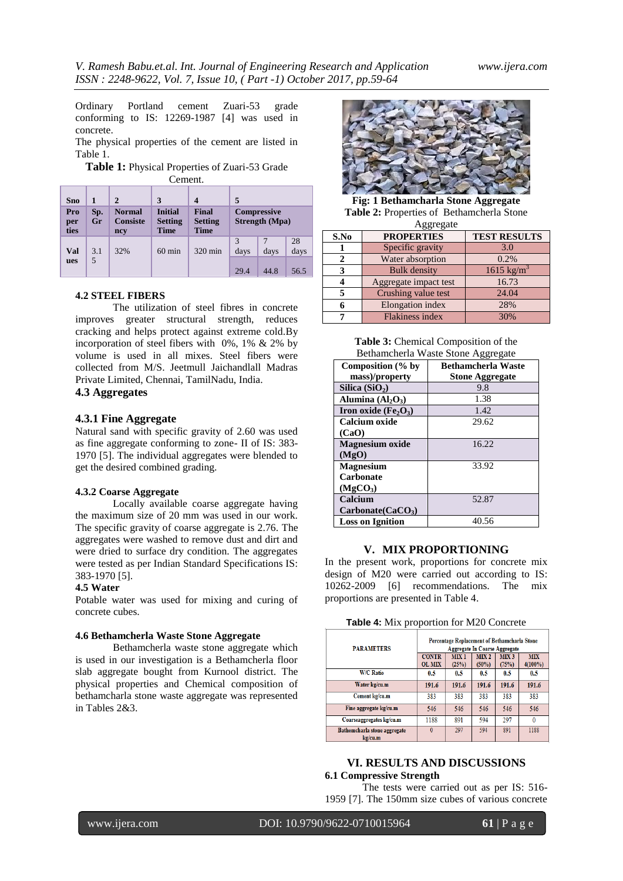Ordinary Portland cement Zuari-53 grade conforming to IS: 12269-1987 [4] was used in concrete.

The physical properties of the cement are listed in Table 1.

**Table 1:** Physical Properties of Zuari-53 Grade Cement.

| Sno | 1 | 2 | 3 | 4 | 5 | | |
|---|---|---|---|---|---|---|---|
| Properties | Sp. Gr | Normal Consistency | Initial Setting Time | Final Setting Time | Compressive Strength (Mpa) | | |
| Values | 3.15 | 32% | 60 min | 320 min | 3 days | 7 days | 28 days |
| | | | | | 29.4 | 44.8 | 56.5 |

### 4.2 STEEL FIBERS

The utilization of steel fibres in concrete improves greater structural strength, reduces cracking and helps protect against extreme cold.By incorporation of steel fibers with 0%, 1% & 2% by volume is used in all mixes. Steel fibers were collected from M/S. Jeetmull Jaichandlall Madras Private Limited, Chennai, TamilNadu, India.

### 4.3 Aggregates

#### 4.3.1 Fine Aggregate

Natural sand with specific gravity of 2.60 was used as fine aggregate conforming to zone- II of IS: 383-1970 [5]. The individual aggregates were blended to get the desired combined grading.

#### 4.3.2 Coarse Aggregate

Locally available coarse aggregate having the maximum size of 20 mm was used in our work. The specific gravity of coarse aggregate is 2.76. The aggregates were washed to remove dust and dirt and were dried to surface dry condition. The aggregates were tested as per Indian Standard Specifications IS: 383-1970 [5].

### 4.5 Water

Potable water was used for mixing and curing of concrete cubes.

### 4.6 Bethamcherla Waste Stone Aggregate

Bethamcherla waste stone aggregate which is used in our investigation is a Bethamcherla floor slab aggregate bought from Kurnool district. The physical properties and Chemical composition of bethamcharla stone waste aggregate was represented in Tables 2&3.

**Fig: 1 Bethamcharla Stone Aggregate**

**Table 2:** Properties of Bethamcherla Stone Aggregate

| S.No | PROPERTIES | TEST RESULTS |
|---|---|---|
| 1 | Specific gravity | 3.0 |
| 2 | Water absorption | 0.2% |
| 3 | Bulk density | 1615 kg/m$^3$ |
| 4 | Aggregate impact test | 16.73 |
| 5 | Crushing value test | 24.04 |
| 6 | Elongation index | 28% |
| 7 | Flakiness index | 30% |

**Table 3:** Chemical Composition of the Bethamcherla Waste Stone Aggregate

| Composition (% by mass)/property | Bethamcherla Waste Stone Aggregate |
|---|---|
| Silica ($SiO_2$) | 9.8 |
| Alumina ($Al_2O_3$) | 1.38 |
| Iron oxide ($Fe_2O_3$) | 1.42 |
| Calcium oxide (CaO) | 29.62 |
| Magnesium oxide (MgO) | 16.22 |
| Magnesium Carbonate ($MgCO_3$) | 33.92 |
| Calcium Carbonate($CaCO_3$) | 52.87 |
| Loss on Ignition | 40.56 |

## V. MIX PROPORTIONING

In the present work, proportions for concrete mix design of M20 were carried out according to IS: 10262-2009 [6] recommendations. The mix proportions are presented in Table 4.

**Table 4:** Mix proportion for M20 Concrete

| PARAMETERS | Percentage Replacement of Bethamcharla Stone Aggregate In Coarse Aggregate | | | | |
|---|---|---|---|---|---|
| | CONTROL MIX | MIX 1 (25%) | MIX 2 (50%) | MIX 3 (75%) | MIX 4(100%) |
| W/C Ratio | 0.5 | 0.5 | 0.5 | 0.5 | 0.5 |
| Water kg/cu.m | 191.6 | 191.6 | 191.6 | 191.6 | 191.6 |
| Cement kg/cu.m | 383 | 383 | 383 | 383 | 383 |
| Fine aggregate kg/cu.m | 546 | 546 | 546 | 546 | 546 |
| Coarseaggregates kg/cu.m | 1188 | 891 | 594 | 297 | 0 |
| Bethamcharla stone aggregate kg/cu.m | 0 | 297 | 594 | 891 | 1188 |

## VI. RESULTS AND DISCUSSIONS

### 6.1 Compressive Strength

The tests were carried out as per IS: 516-1959 [7]. The 150mm size cubes of various concrete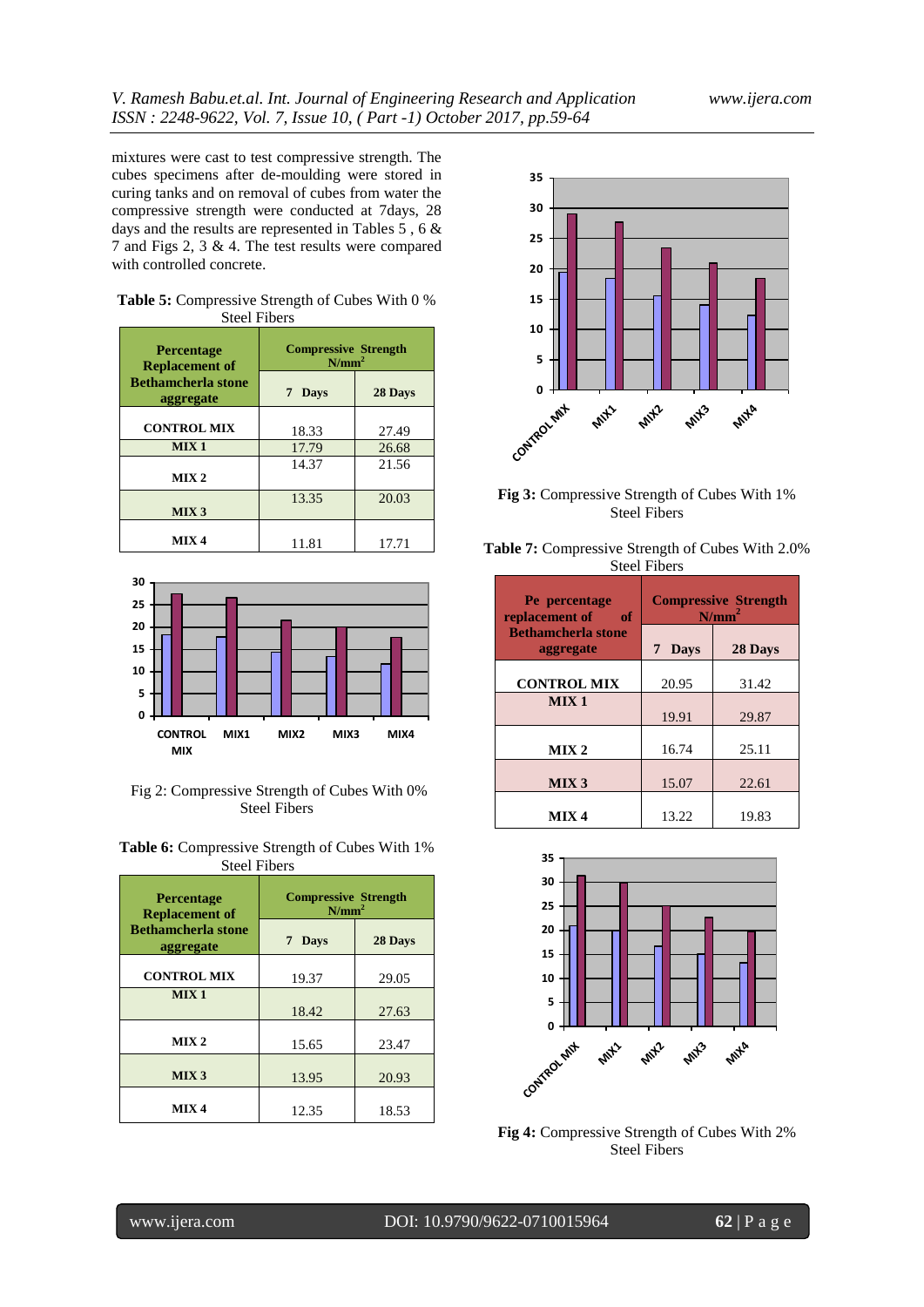mixtures were cast to test compressive strength. The cubes specimens after de-moulding were stored in curing tanks and on removal of cubes from water the compressive strength were conducted at 7days, 28 days and the results are represented in Tables 5 , 6 & 7 and Figs 2, 3 & 4. The test results were compared with controlled concrete.

**Table 5:** Compressive Strength of Cubes With 0 % Steel Fibers

| Percentage Replacement of Bethamcherla stone aggregate | Compressive Strength $N/mm^2$ | |
|---|---|---|
| | 7 Days | 28 Days |
| CONTROL MIX | 18.33 | 27.49 |
| MIX 1 | 17.79 | 26.68 |
| MIX 2 | 14.37 | 21.56 |
| MIX 3 | 13.35 | 20.03 |
| MIX 4 | 11.81 | 17.71 |

Fig 2: Compressive Strength of Cubes With 0% Steel Fibers

**Table 6:** Compressive Strength of Cubes With 1% Steel Fibers

| Percentage Replacement of Bethamcherla stone aggregate | Compressive Strength $N/mm^2$ | |
|---|---|---|
| | 7 Days | 28 Days |
| CONTROL MIX | 19.37 | 29.05 |
| MIX 1 | 18.42 | 27.63 |
| MIX 2 | 15.65 | 23.47 |
| MIX 3 | 13.95 | 20.93 |
| MIX 4 | 12.35 | 18.53 |

**Fig 3:** Compressive Strength of Cubes With 1% Steel Fibers

**Table 7:** Compressive Strength of Cubes With 2.0% Steel Fibers

| Pe percentage replacement of Bethamcherla stone aggregate | Compressive Strength $N/mm^2$ | |
|---|---|---|
| | 7 Days | 28 Days |
| CONTROL MIX | 20.95 | 31.42 |
| MIX 1 | 19.91 | 29.87 |
| MIX 2 | 16.74 | 25.11 |
| MIX 3 | 15.07 | 22.61 |
| MIX 4 | 13.22 | 19.83 |

**Fig 4:** Compressive Strength of Cubes With 2% Steel Fibers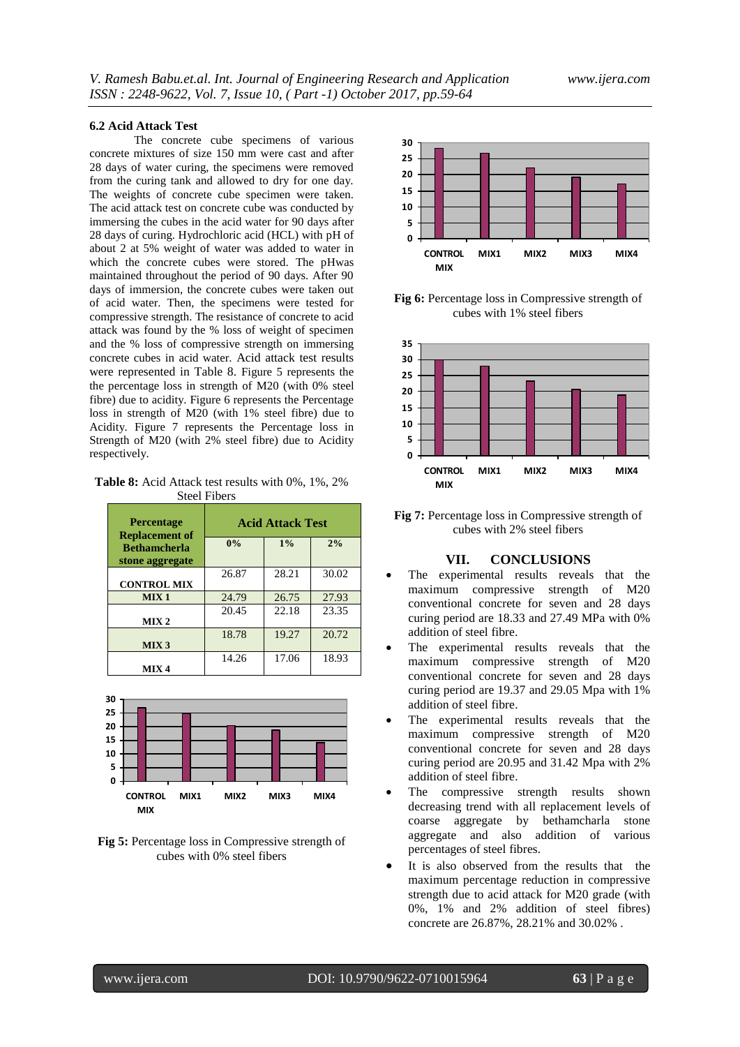### 6.2 Acid Attack Test

The concrete cube specimens of various concrete mixtures of size 150 mm were cast and after 28 days of water curing, the specimens were removed from the curing tank and allowed to dry for one day. The weights of concrete cube specimen were taken. The acid attack test on concrete cube was conducted by immersing the cubes in the acid water for 90 days after 28 days of curing. Hydrochloric acid (HCL) with pH of about 2 at 5% weight of water was added to water in which the concrete cubes were stored. The pHwas maintained throughout the period of 90 days. After 90 days of immersion, the concrete cubes were taken out of acid water. Then, the specimens were tested for compressive strength. The resistance of concrete to acid attack was found by the % loss of weight of specimen and the % loss of compressive strength on immersing concrete cubes in acid water. Acid attack test results were represented in Table 8. Figure 5 represents the the percentage loss in strength of M20 (with 0% steel fibre) due to acidity. Figure 6 represents the Percentage loss in strength of M20 (with 1% steel fibre) due to Acidity. Figure 7 represents the Percentage loss in Strength of M20 (with 2% steel fibre) due to Acidity respectively.

**Table 8:** Acid Attack test results with 0%, 1%, 2% Steel Fibers

| Percentage Replacement of Bethamcherla stone aggregate | Acid Attack Test | | |
|---|---|---|---|
| | 0% | 1% | 2% |
| CONTROL MIX | 26.87 | 28.21 | 30.02 |
| MIX 1 | 24.79 | 26.75 | 27.93 |
| MIX 2 | 20.45 | 22.18 | 23.35 |
| MIX 3 | 18.78 | 19.27 | 20.72 |
| MIX 4 | 14.26 | 17.06 | 18.93 |

**Fig 5:** Percentage loss in Compressive strength of cubes with 0% steel fibers

**Fig 6:** Percentage loss in Compressive strength of cubes with 1% steel fibers

**Fig 7:** Percentage loss in Compressive strength of cubes with 2% steel fibers

## VII. CONCLUSIONS

- The experimental results reveals that the maximum compressive strength of M20 conventional concrete for seven and 28 days curing period are 18.33 and 27.49 MPa with 0% addition of steel fibre.
- The experimental results reveals that the maximum compressive strength of M20 conventional concrete for seven and 28 days curing period are 19.37 and 29.05 Mpa with 1% addition of steel fibre.
- The experimental results reveals that the maximum compressive strength of M20 conventional concrete for seven and 28 days curing period are 20.95 and 31.42 Mpa with 2% addition of steel fibre.
- The compressive strength results shown decreasing trend with all replacement levels of coarse aggregate by bethamcharla stone aggregate and also addition of various percentages of steel fibres.
- It is also observed from the results that the maximum percentage reduction in compressive strength due to acid attack for M20 grade (with 0%, 1% and 2% addition of steel fibres) concrete are 26.87%, 28.21% and 30.02% .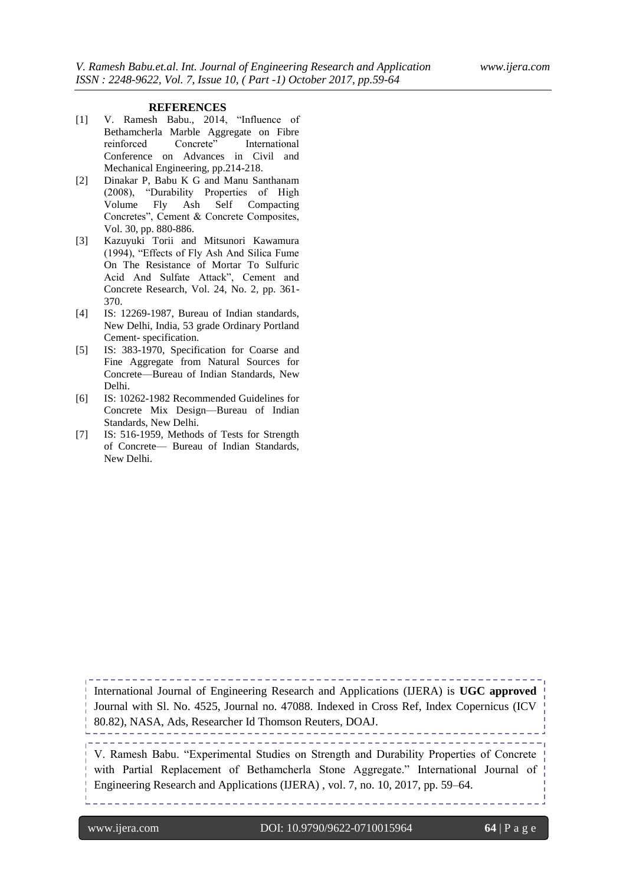## REFERENCES

[1] V. Ramesh Babu., 2014, "Influence of Bethamcherla Marble Aggregate on Fibre reinforced Concrete" International Conference on Advances in Civil and Mechanical Engineering, pp.214-218.

[2] Dinakar P, Babu K G and Manu Santhanam (2008), "Durability Properties of High Volume Fly Ash Self Compacting Concretes", Cement & Concrete Composites, Vol. 30, pp. 880-886.

[3] Kazuyuki Torii and Mitsunori Kawamura (1994), "Effects of Fly Ash And Silica Fume On The Resistance of Mortar To Sulfuric Acid And Sulfate Attack", Cement and Concrete Research, Vol. 24, No. 2, pp. 361-370.

[4] IS: 12269-1987, Bureau of Indian standards, New Delhi, India, 53 grade Ordinary Portland Cement- specification.

[5] IS: 383-1970, Specification for Coarse and Fine Aggregate from Natural Sources for Concrete—Bureau of Indian Standards, New Delhi.

[6] IS: 10262-1982 Recommended Guidelines for Concrete Mix Design—Bureau of Indian Standards, New Delhi.

[7] IS: 516-1959, Methods of Tests for Strength of Concrete— Bureau of Indian Standards, New Delhi.

International Journal of Engineering Research and Applications (IJERA) is **UGC approved** Journal with Sl. No. 4525, Journal no. 47088. Indexed in Cross Ref, Index Copernicus (ICV 80.82), NASA, Ads, Researcher Id Thomson Reuters, DOAJ.

V. Ramesh Babu. "Experimental Studies on Strength and Durability Properties of Concrete with Partial Replacement of Bethamcherla Stone Aggregate." International Journal of Engineering Research and Applications (IJERA) , vol. 7, no. 10, 2017, pp. 59–64.